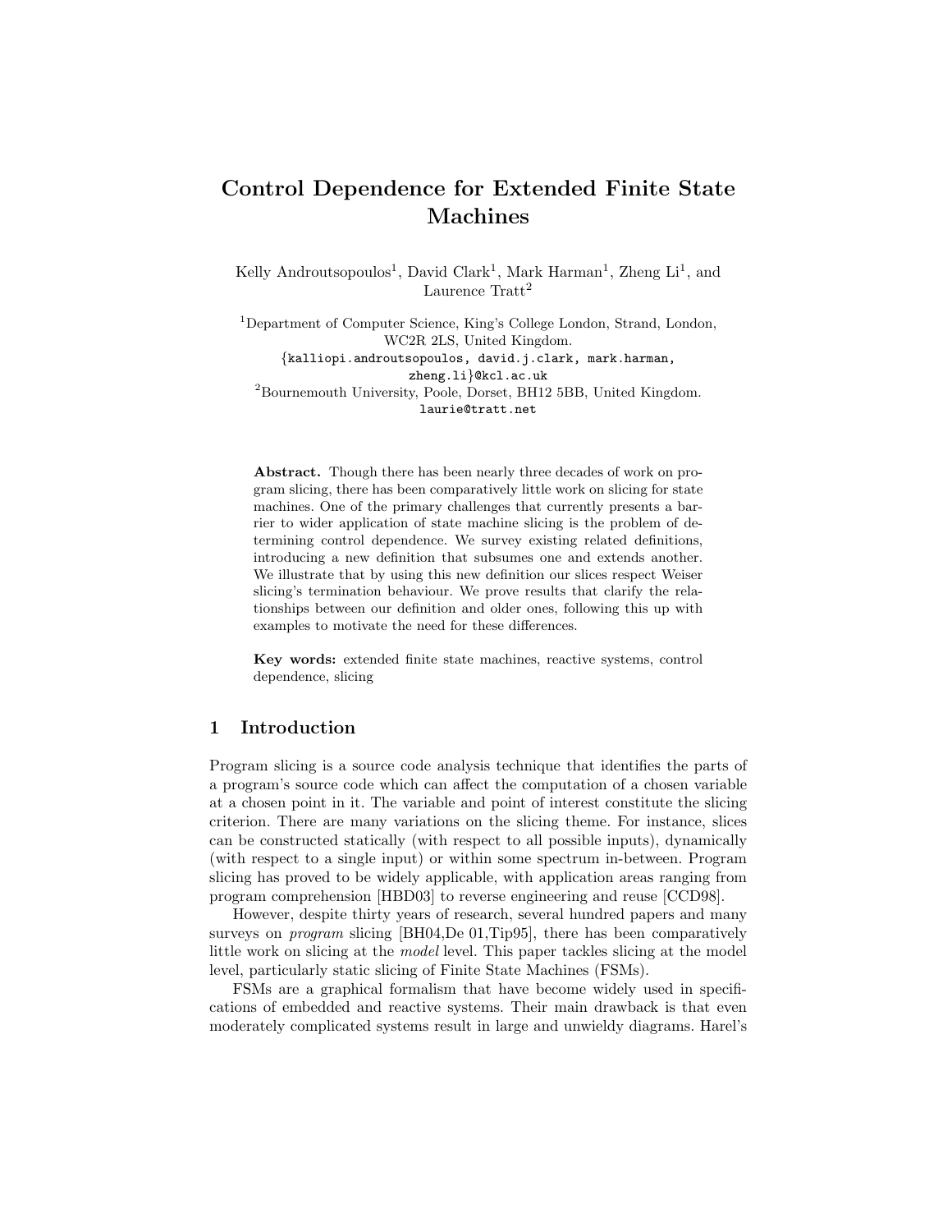# Control Dependence for Extended Finite State Machines

Kelly Androutsopoulos[1], David Clark[1], Mark Harman[1], Zheng Li[1], and Laurence Tratt[2]

[1]Department of Computer Science, King's College London, Strand, London, WC2R 2LS, United Kingdom.
{kalliopi.androutsopoulos, david.j.clark, mark.harman, zheng.li}@kcl.ac.uk
[2]Bournemouth University, Poole, Dorset, BH12 5BB, United Kingdom.
laurie@tratt.net

**Abstract.** Though there has been nearly three decades of work on program slicing, there has been comparatively little work on slicing for state machines. One of the primary challenges that currently presents a barrier to wider application of state machine slicing is the problem of determining control dependence. We survey existing related definitions, introducing a new definition that subsumes one and extends another. We illustrate that by using this new definition our slices respect Weiser slicing's termination behaviour. We prove results that clarify the relationships between our definition and older ones, following this up with examples to motivate the need for these differences.

**Key words:** extended finite state machines, reactive systems, control dependence, slicing

## 1 Introduction

Program slicing is a source code analysis technique that identifies the parts of a program's source code which can affect the computation of a chosen variable at a chosen point in it. The variable and point of interest constitute the slicing criterion. There are many variations on the slicing theme. For instance, slices can be constructed statically (with respect to all possible inputs), dynamically (with respect to a single input) or within some spectrum in-between. Program slicing has proved to be widely applicable, with application areas ranging from program comprehension [HBD03] to reverse engineering and reuse [CCD98].

However, despite thirty years of research, several hundred papers and many surveys on *program* slicing [BH04,De 01,Tip95], there has been comparatively little work on slicing at the *model* level. This paper tackles slicing at the model level, particularly static slicing of Finite State Machines (FSMs).

FSMs are a graphical formalism that have become widely used in specifications of embedded and reactive systems. Their main drawback is that even moderately complicated systems result in large and unwieldy diagrams. Harel's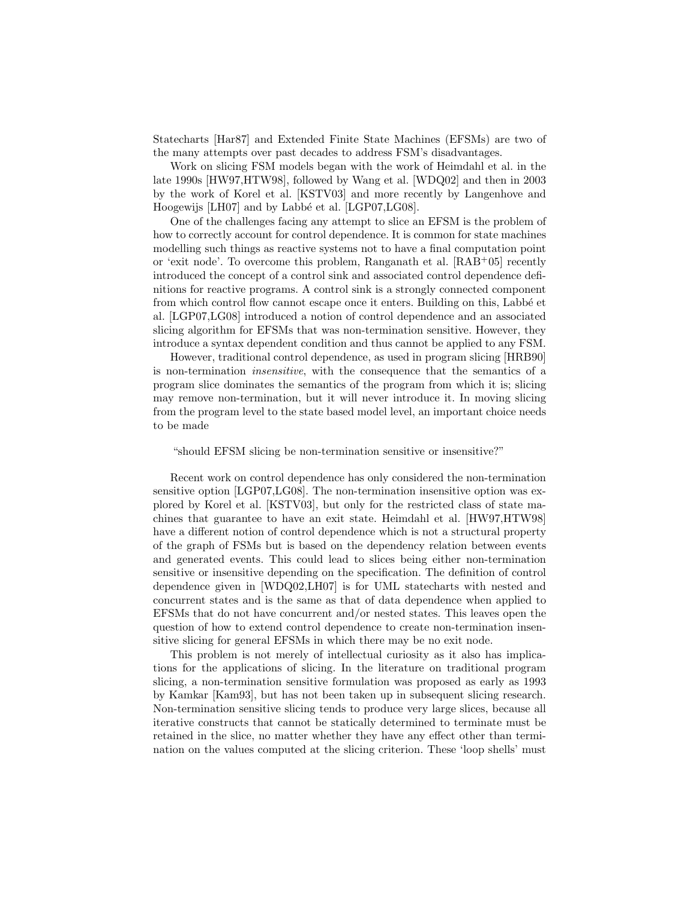Statecharts [Har87] and Extended Finite State Machines (EFSMs) are two of the many attempts over past decades to address FSM's disadvantages.

Work on slicing FSM models began with the work of Heimdahl et al. in the late 1990s [HW97,HTW98], followed by Wang et al. [WDQ02] and then in 2003 by the work of Korel et al. [KSTV03] and more recently by Langenhove and Hoogewijs [LH07] and by Labbé et al. [LGP07,LG08].

One of the challenges facing any attempt to slice an EFSM is the problem of how to correctly account for control dependence. It is common for state machines modelling such things as reactive systems not to have a final computation point or 'exit node'. To overcome this problem, Ranganath et al. [RAB+05] recently introduced the concept of a control sink and associated control dependence definitions for reactive programs. A control sink is a strongly connected component from which control flow cannot escape once it enters. Building on this, Labbé et al. [LGP07,LG08] introduced a notion of control dependence and an associated slicing algorithm for EFSMs that was non-termination sensitive. However, they introduce a syntax dependent condition and thus cannot be applied to any FSM.

However, traditional control dependence, as used in program slicing [HRB90] is non-termination *insensitive*, with the consequence that the semantics of a program slice dominates the semantics of the program from which it is; slicing may remove non-termination, but it will never introduce it. In moving slicing from the program level to the state based model level, an important choice needs to be made

"should EFSM slicing be non-termination sensitive or insensitive?"

Recent work on control dependence has only considered the non-termination sensitive option [LGP07,LG08]. The non-termination insensitive option was explored by Korel et al. [KSTV03], but only for the restricted class of state machines that guarantee to have an exit state. Heimdahl et al. [HW97,HTW98] have a different notion of control dependence which is not a structural property of the graph of FSMs but is based on the dependency relation between events and generated events. This could lead to slices being either non-termination sensitive or insensitive depending on the specification. The definition of control dependence given in [WDQ02,LH07] is for UML statecharts with nested and concurrent states and is the same as that of data dependence when applied to EFSMs that do not have concurrent and/or nested states. This leaves open the question of how to extend control dependence to create non-termination insensitive slicing for general EFSMs in which there may be no exit node.

This problem is not merely of intellectual curiosity as it also has implications for the applications of slicing. In the literature on traditional program slicing, a non-termination sensitive formulation was proposed as early as 1993 by Kamkar [Kam93], but has not been taken up in subsequent slicing research. Non-termination sensitive slicing tends to produce very large slices, because all iterative constructs that cannot be statically determined to terminate must be retained in the slice, no matter whether they have any effect other than termination on the values computed at the slicing criterion. These 'loop shells' must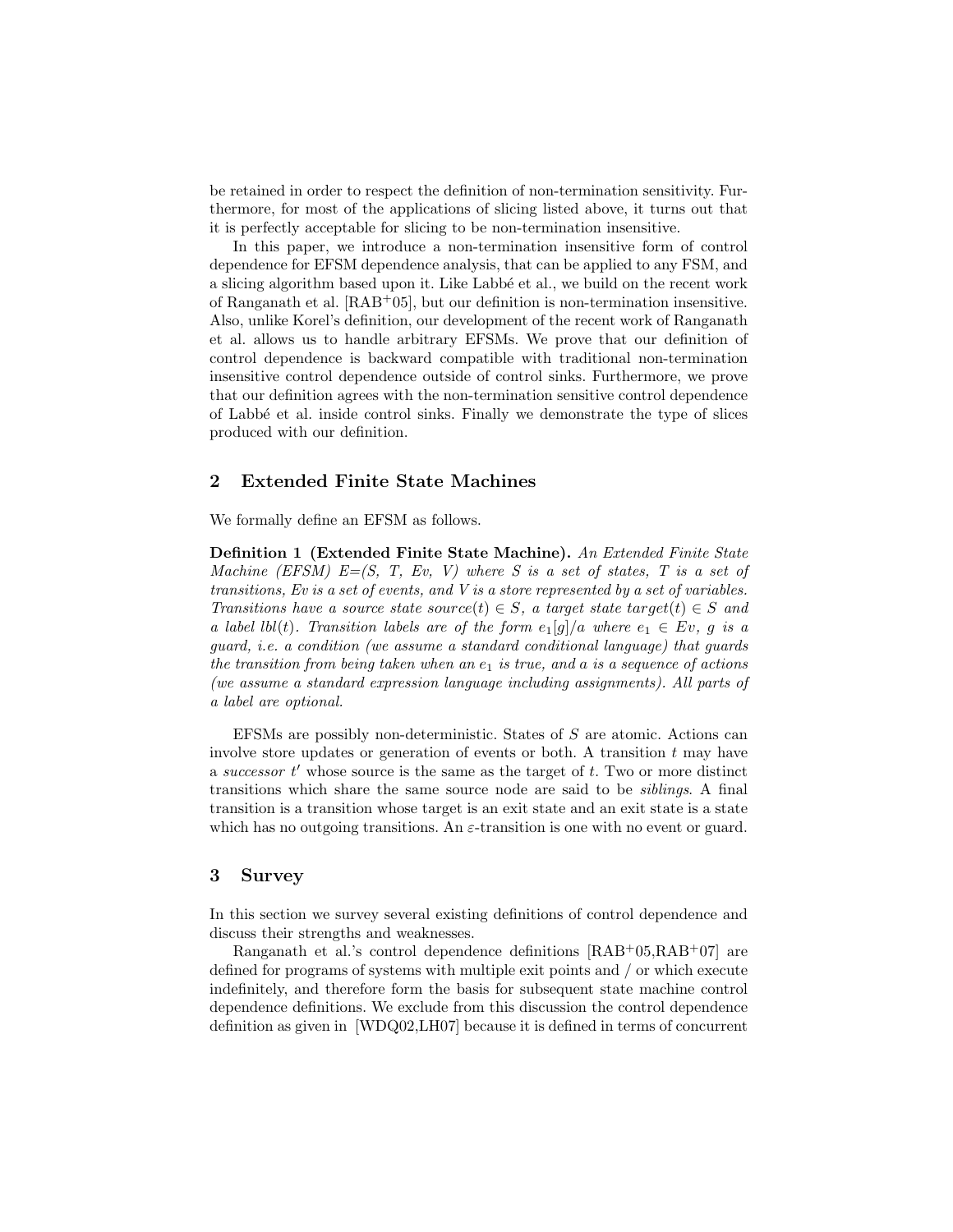be retained in order to respect the definition of non-termination sensitivity. Furthermore, for most of the applications of slicing listed above, it turns out that it is perfectly acceptable for slicing to be non-termination insensitive.

In this paper, we introduce a non-termination insensitive form of control dependence for EFSM dependence analysis, that can be applied to any FSM, and a slicing algorithm based upon it. Like Labbé et al., we build on the recent work of Ranganath et al. [RAB+05], but our definition is non-termination insensitive. Also, unlike Korel's definition, our development of the recent work of Ranganath et al. allows us to handle arbitrary EFSMs. We prove that our definition of control dependence is backward compatible with traditional non-termination insensitive control dependence outside of control sinks. Furthermore, we prove that our definition agrees with the non-termination sensitive control dependence of Labbé et al. inside control sinks. Finally we demonstrate the type of slices produced with our definition.

## 2 Extended Finite State Machines

We formally define an EFSM as follows.

**Definition 1 (Extended Finite State Machine).** *An Extended Finite State Machine (EFSM) E=(S, T, Ev, V) where S is a set of states, T is a set of transitions, Ev is a set of events, and V is a store represented by a set of variables. Transitions have a source state source(t) $\in S$, a target state target(t) $\in S$ and a label lbl(t). Transition labels are of the form $e_1[g]/a$ where $e_1 \in Ev$, g is a guard, i.e. a condition (we assume a standard conditional language) that guards the transition from being taken when an $e_1$ is true, and a is a sequence of actions (we assume a standard expression language including assignments). All parts of a label are optional.*

EFSMs are possibly non-deterministic. States of $S$ are atomic. Actions can involve store updates or generation of events or both. A transition $t$ may have a *successor* $t'$ whose source is the same as the target of $t$. Two or more distinct transitions which share the same source node are said to be *siblings*. A final transition is a transition whose target is an exit state and an exit state is a state which has no outgoing transitions. An $\varepsilon$-transition is one with no event or guard.

## 3 Survey

In this section we survey several existing definitions of control dependence and discuss their strengths and weaknesses.

Ranganath et al.'s control dependence definitions [RAB+05,RAB+07] are defined for programs of systems with multiple exit points and / or which execute indefinitely, and therefore form the basis for subsequent state machine control dependence definitions. We exclude from this discussion the control dependence definition as given in [WDQ02,LH07] because it is defined in terms of concurrent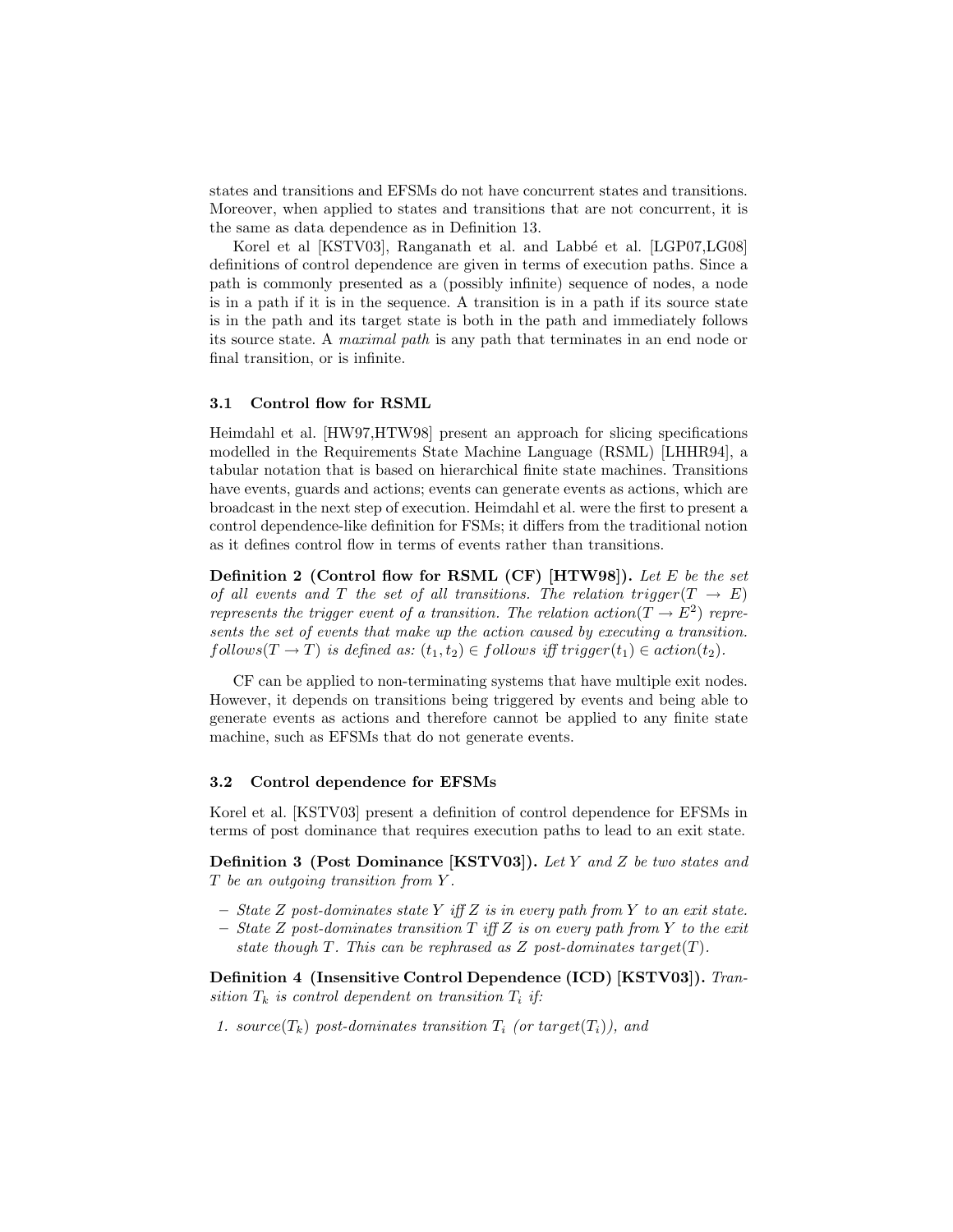states and transitions and EFSMs do not have concurrent states and transitions. Moreover, when applied to states and transitions that are not concurrent, it is the same as data dependence as in Definition 13.

Korel et al [KSTV03], Ranganath et al. and Labbé et al. [LGP07,LG08] definitions of control dependence are given in terms of execution paths. Since a path is commonly presented as a (possibly infinite) sequence of nodes, a node is in a path if it is in the sequence. A transition is in a path if its source state is in the path and its target state is both in the path and immediately follows its source state. A *maximal path* is any path that terminates in an end node or final transition, or is infinite.

### 3.1 Control flow for RSML

Heimdahl et al. [HW97,HTW98] present an approach for slicing specifications modelled in the Requirements State Machine Language (RSML) [LHHR94], a tabular notation that is based on hierarchical finite state machines. Transitions have events, guards and actions; events can generate events as actions, which are broadcast in the next step of execution. Heimdahl et al. were the first to present a control dependence-like definition for FSMs; it differs from the traditional notion as it defines control flow in terms of events rather than transitions.

**Definition 2 (Control flow for RSML (CF) [HTW98]).** *Let $E$ be the set of all events and $T$ the set of all transitions. The relation $trigger(T \rightarrow E)$ represents the trigger event of a transition. The relation $action(T \rightarrow E^2)$ represents the set of events that make up the action caused by executing a transition. $follows(T \rightarrow T)$ is defined as: $(t_1, t_2) \in follows$ iff $trigger(t_1) \in action(t_2)$.*

CF can be applied to non-terminating systems that have multiple exit nodes. However, it depends on transitions being triggered by events and being able to generate events as actions and therefore cannot be applied to any finite state machine, such as EFSMs that do not generate events.

### 3.2 Control dependence for EFSMs

Korel et al. [KSTV03] present a definition of control dependence for EFSMs in terms of post dominance that requires execution paths to lead to an exit state.

**Definition 3 (Post Dominance [KSTV03]).** *Let $Y$ and $Z$ be two states and $T$ be an outgoing transition from $Y$.*

- *State $Z$ post-dominates state $Y$ iff $Z$ is in every path from $Y$ to an exit state.*
- *State $Z$ post-dominates transition $T$ iff $Z$ is on every path from $Y$ to the exit state though $T$. This can be rephrased as $Z$ post-dominates $target(T)$.*

**Definition 4 (Insensitive Control Dependence (ICD) [KSTV03]).** *Transition $T_k$ is control dependent on transition $T_i$ if:*

1. *$source(T_k)$ post-dominates transition $T_i$ (or $target(T_i)$), and*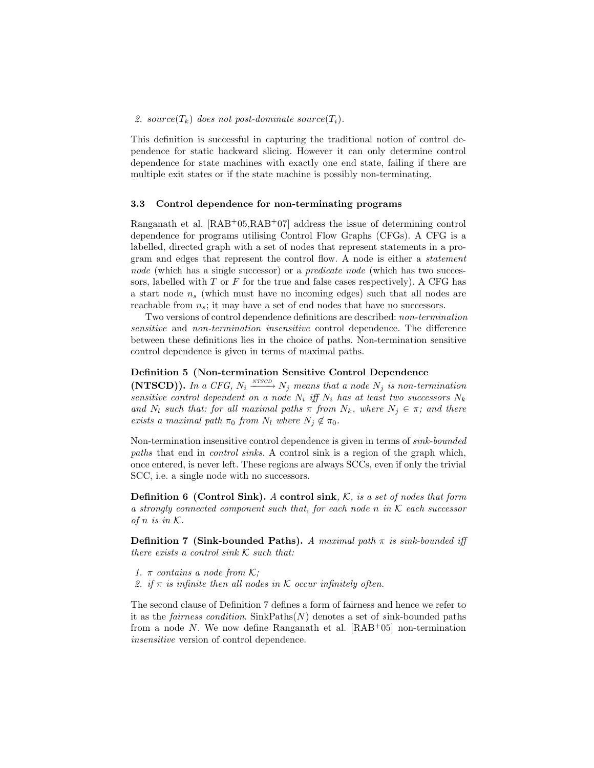2. $source(T_k)$ does not post-dominate $source(T_i)$.

This definition is successful in capturing the traditional notion of control dependence for static backward slicing. However it can only determine control dependence for state machines with exactly one end state, failing if there are multiple exit states or if the state machine is possibly non-terminating.

### 3.3 Control dependence for non-terminating programs

Ranganath et al. [RAB+05,RAB+07] address the issue of determining control dependence for programs utilising Control Flow Graphs (CFGs). A CFG is a labelled, directed graph with a set of nodes that represent statements in a program and edges that represent the control flow. A node is either a *statement node* (which has a single successor) or a *predicate node* (which has two successors, labelled with $T$ or $F$ for the true and false cases respectively). A CFG has a start node $n_s$ (which must have no incoming edges) such that all nodes are reachable from $n_s$; it may have a set of end nodes that have no successors.

Two versions of control dependence definitions are described: *non-termination sensitive* and *non-termination insensitive* control dependence. The difference between these definitions lies in the choice of paths. Non-termination sensitive control dependence is given in terms of maximal paths.

**Definition 5 (Non-termination Sensitive Control Dependence (NTSCD)).** *In a CFG, $N_i \xrightarrow{NTSCD} N_j$ means that a node $N_j$ is non-termination sensitive control dependent on a node $N_i$ iff $N_i$ has at least two successors $N_k$ and $N_l$ such that: for all maximal paths $\pi$ from $N_k$, where $N_j \in \pi$; and there exists a maximal path $\pi_0$ from $N_l$ where $N_j \notin \pi_0$.*

Non-termination insensitive control dependence is given in terms of *sink-bounded paths* that end in *control sinks*. A control sink is a region of the graph which, once entered, is never left. These regions are always SCCs, even if only the trivial SCC, i.e. a single node with no successors.

**Definition 6 (Control Sink).** *A* **control sink**, *$\mathcal{K}$, is a set of nodes that form a strongly connected component such that, for each node $n$ in $\mathcal{K}$ each successor of $n$ is in $\mathcal{K}$.*

**Definition 7 (Sink-bounded Paths).** *A maximal path $\pi$ is sink-bounded iff there exists a control sink $\mathcal{K}$ such that:*

1. *$\pi$ contains a node from $\mathcal{K}$;*
2. *if $\pi$ is infinite then all nodes in $\mathcal{K}$ occur infinitely often.*

The second clause of Definition 7 defines a form of fairness and hence we refer to it as the *fairness condition*. SinkPaths($N$) denotes a set of sink-bounded paths from a node $N$. We now define Ranganath et al. [RAB+05] non-termination *insensitive* version of control dependence.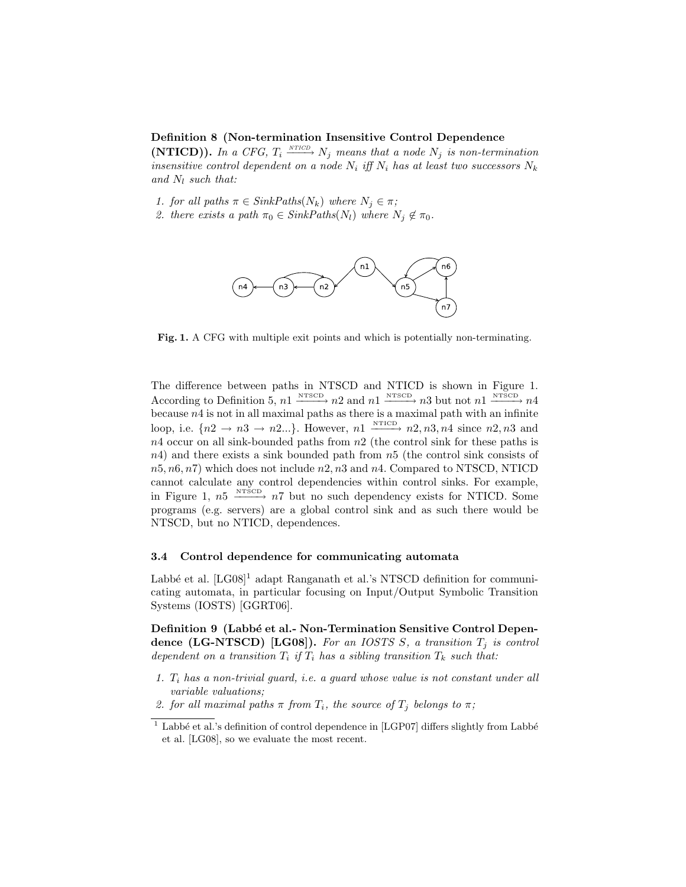**Definition 8 (Non-termination Insensitive Control Dependence (NTICD)).** *In a CFG, $T_i \xrightarrow{NTICD} N_j$ means that a node $N_j$ is non-termination insensitive control dependent on a node $N_i$ iff $N_i$ has at least two successors $N_k$ and $N_l$ such that:*

1. *for all paths $\pi \in SinkPaths(N_k)$ where $N_j \in \pi$;*
2. *there exists a path $\pi_0 \in SinkPaths(N_l)$ where $N_j \notin \pi_0$.*

**Fig. 1.** A CFG with multiple exit points and which is potentially non-terminating.

The difference between paths in NTSCD and NTICD is shown in Figure 1. According to Definition 5, $n1 \xrightarrow{\text{NTSCD}} n2$ and $n1 \xrightarrow{\text{NTSCD}} n3$ but not $n1 \xrightarrow{\text{NTSCD}} n4$ because $n4$ is not in all maximal paths as there is a maximal path with an infinite loop, i.e. $\{n2 \rightarrow n3 \rightarrow n2...\}$. However, $n1 \xrightarrow{\text{NTICD}} n2, n3, n4$ since $n2, n3$ and $n4$ occur on all sink-bounded paths from $n2$ (the control sink for these paths is $n4$) and there exists a sink bounded path from $n5$ (the control sink consists of $n5, n6, n7$) which does not include $n2, n3$ and $n4$. Compared to NTSCD, NTICD cannot calculate any control dependencies within control sinks. For example, in Figure 1, $n5 \xrightarrow{\text{NTSCD}} n7$ but no such dependency exists for NTICD. Some programs (e.g. servers) are a global control sink and as such there would be NTSCD, but no NTICD, dependences.

### 3.4 Control dependence for communicating automata

Labbé et al. [LG08][1] adapt Ranganath et al.'s NTSCD definition for communicating automata, in particular focusing on Input/Output Symbolic Transition Systems (IOSTS) [GGRT06].

**Definition 9 (Labbé et al.- Non-Termination Sensitive Control Dependence (LG-NTSCD) [LG08]).** *For an IOSTS $S$, a transition $T_j$ is control dependent on a transition $T_i$ if $T_i$ has a sibling transition $T_k$ such that:*

1. *$T_i$ has a non-trivial guard, i.e. a guard whose value is not constant under all variable valuations;*
2. *for all maximal paths $\pi$ from $T_i$, the source of $T_j$ belongs to $\pi$;*

[1] Labbé et al.'s definition of control dependence in [LGP07] differs slightly from Labbé et al. [LG08], so we evaluate the most recent.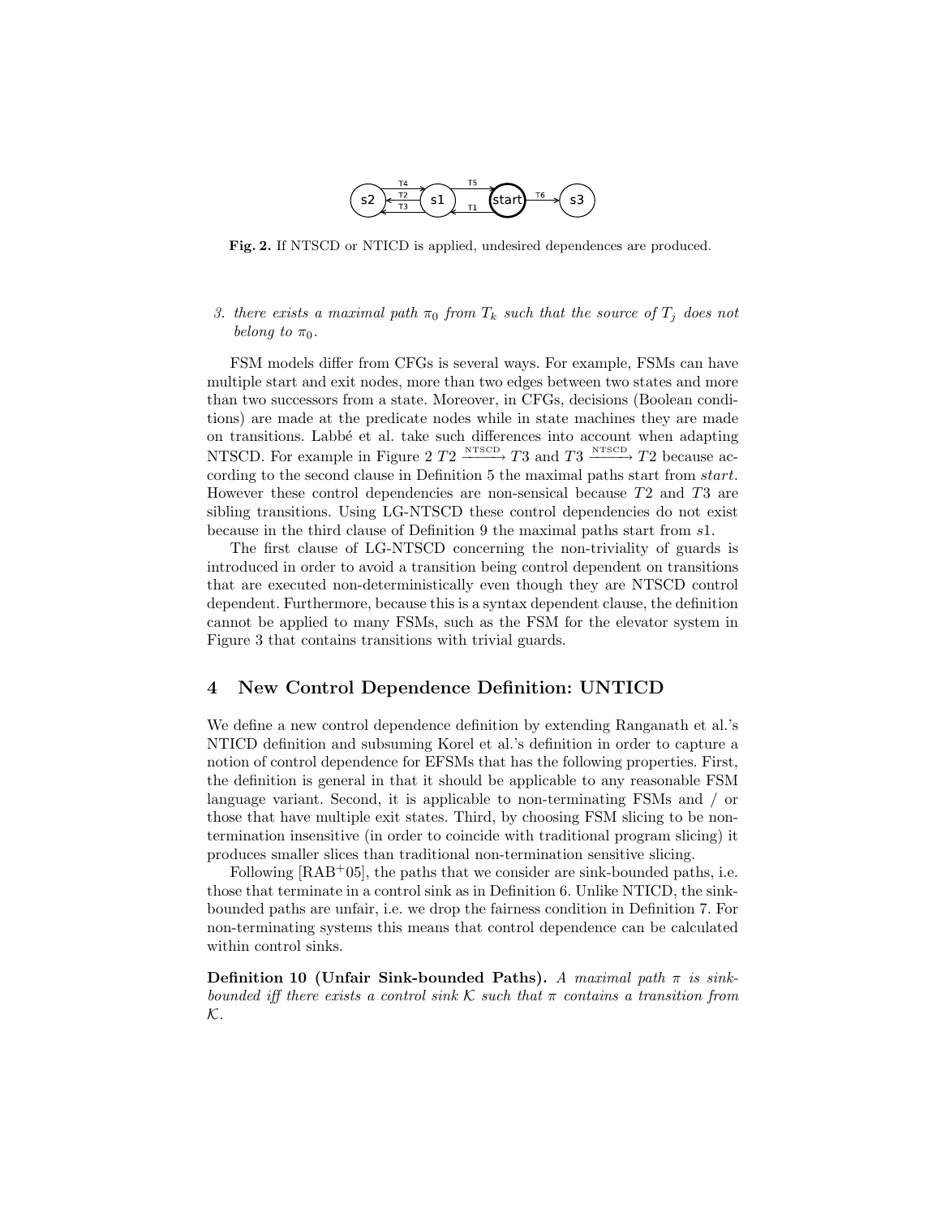**Fig. 2.** If NTSCD or NTICD is applied, undesired dependences are produced.

3. *there exists a maximal path $\pi_0$ from $T_k$ such that the source of $T_j$ does not belong to $\pi_0$.*

FSM models differ from CFGs is several ways. For example, FSMs can have multiple start and exit nodes, more than two edges between two states and more than two successors from a state. Moreover, in CFGs, decisions (Boolean conditions) are made at the predicate nodes while in state machines they are made on transitions. Labbé et al. take such differences into account when adapting NTSCD. For example in Figure 2 $T2 \xrightarrow{\text{NTSCD}} T3$ and $T3 \xrightarrow{\text{NTSCD}} T2$ because according to the second clause in Definition 5 the maximal paths start from *start*. However these control dependencies are non-sensical because $T2$ and $T3$ are sibling transitions. Using LG-NTSCD these control dependencies do not exist because in the third clause of Definition 9 the maximal paths start from $s1$.

The first clause of LG-NTSCD concerning the non-triviality of guards is introduced in order to avoid a transition being control dependent on transitions that are executed non-deterministically even though they are NTSCD control dependent. Furthermore, because this is a syntax dependent clause, the definition cannot be applied to many FSMs, such as the FSM for the elevator system in Figure 3 that contains transitions with trivial guards.

## 4 New Control Dependence Definition: UNTICD

We define a new control dependence definition by extending Ranganath et al.'s NTICD definition and subsuming Korel et al.'s definition in order to capture a notion of control dependence for EFSMs that has the following properties. First, the definition is general in that it should be applicable to any reasonable FSM language variant. Second, it is applicable to non-terminating FSMs and / or those that have multiple exit states. Third, by choosing FSM slicing to be non-termination insensitive (in order to coincide with traditional program slicing) it produces smaller slices than traditional non-termination sensitive slicing.

Following [RAB+05], the paths that we consider are sink-bounded paths, i.e. those that terminate in a control sink as in Definition 6. Unlike NTICD, the sink-bounded paths are unfair, i.e. we drop the fairness condition in Definition 7. For non-terminating systems this means that control dependence can be calculated within control sinks.

**Definition 10 (Unfair Sink-bounded Paths).** *A maximal path $\pi$ is sink-bounded iff there exists a control sink $\mathcal{K}$ such that $\pi$ contains a transition from $\mathcal{K}$.*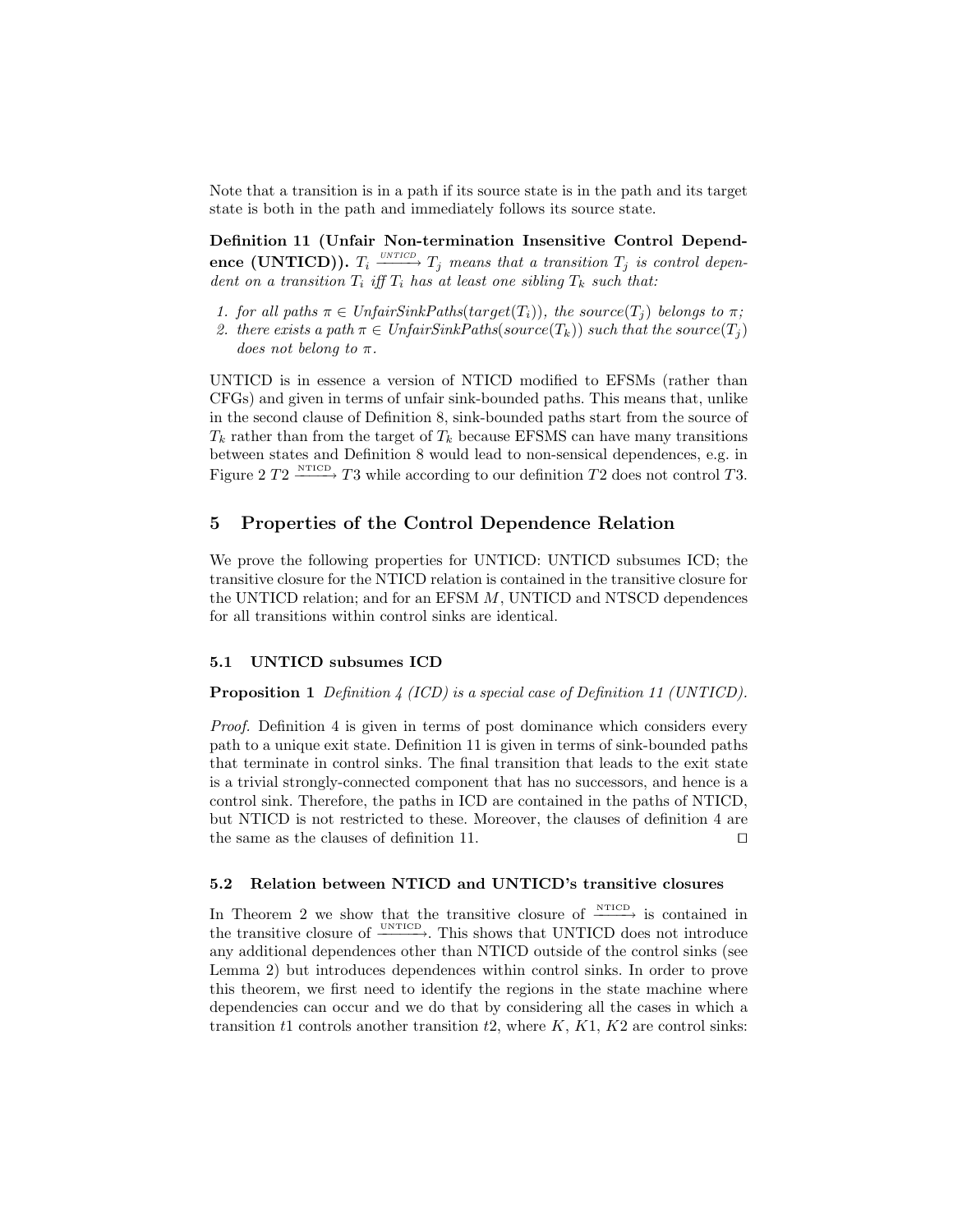Note that a transition is in a path if its source state is in the path and its target state is both in the path and immediately follows its source state.

**Definition 11 (Unfair Non-termination Insensitive Control Dependence (UNTICD)).** *$T_i \xrightarrow{UNTICD} T_j$ means that a transition $T_j$ is control dependent on a transition $T_i$ iff $T_i$ has at least one sibling $T_k$ such that:*

1. *for all paths $\pi \in UnfairSinkPaths(target(T_i))$, the $source(T_j)$ belongs to $\pi$;*
2. *there exists a path $\pi \in UnfairSinkPaths(source(T_k))$ such that the $source(T_j)$ does not belong to $\pi$.*

UNTICD is in essence a version of NTICD modified to EFSMs (rather than CFGs) and given in terms of unfair sink-bounded paths. This means that, unlike in the second clause of Definition 8, sink-bounded paths start from the source of $T_k$ rather than from the target of $T_k$ because EFSMS can have many transitions between states and Definition 8 would lead to non-sensical dependences, e.g. in Figure 2 $T2 \xrightarrow{\text{NTICD}} T3$ while according to our definition $T2$ does not control $T3$.

## 5 Properties of the Control Dependence Relation

We prove the following properties for UNTICD: UNTICD subsumes ICD; the transitive closure for the NTICD relation is contained in the transitive closure for the UNTICD relation; and for an EFSM $M$, UNTICD and NTSCD dependences for all transitions within control sinks are identical.

### 5.1 UNTICD subsumes ICD

**Proposition 1** *Definition 4 (ICD) is a special case of Definition 11 (UNTICD).*

*Proof.* Definition 4 is given in terms of post dominance which considers every path to a unique exit state. Definition 11 is given in terms of sink-bounded paths that terminate in control sinks. The final transition that leads to the exit state is a trivial strongly-connected component that has no successors, and hence is a control sink. Therefore, the paths in ICD are contained in the paths of NTICD, but NTICD is not restricted to these. Moreover, the clauses of definition 4 are the same as the clauses of definition 11. □

### 5.2 Relation between NTICD and UNTICD's transitive closures

In Theorem 2 we show that the transitive closure of $\xrightarrow{\text{NTICD}}$ is contained in the transitive closure of $\xrightarrow{\text{UNTICD}}$. This shows that UNTICD does not introduce any additional dependences other than NTICD outside of the control sinks (see Lemma 2) but introduces dependences within control sinks. In order to prove this theorem, we first need to identify the regions in the state machine where dependencies can occur and we do that by considering all the cases in which a transition $t1$ controls another transition $t2$, where $K$, $K1$, $K2$ are control sinks: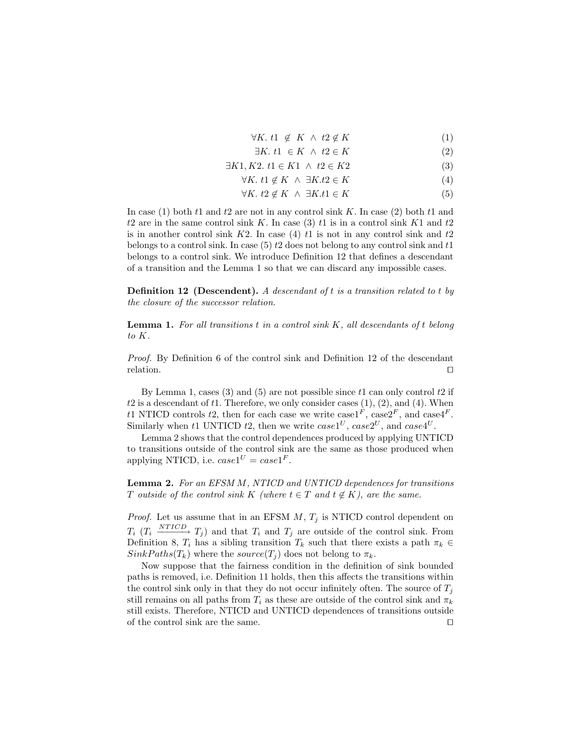$$\forall K.\ t1\ \notin\ K\ \wedge\ t2 \notin K \tag{1}$$

$$\exists K.\ t1\ \in K\ \wedge\ t2 \in K \tag{2}$$

$$\exists K1, K2.\ t1 \in K1\ \wedge\ t2 \in K2 \tag{3}$$

$$\forall K.\ t1 \notin K\ \wedge\ \exists K. t2 \in K \tag{4}$$

$$\forall K.\ t2 \notin K\ \wedge\ \exists K. t1 \in K \tag{5}$$

In case (1) both $t1$ and $t2$ are not in any control sink $K$. In case (2) both $t1$ and $t2$ are in the same control sink $K$. In case (3) $t1$ is in a control sink $K1$ and $t2$ is in another control sink $K2$. In case (4) $t1$ is not in any control sink and $t2$ belongs to a control sink. In case (5) $t2$ does not belong to any control sink and $t1$ belongs to a control sink. We introduce Definition 12 that defines a descendant of a transition and the Lemma 1 so that we can discard any impossible cases.

**Definition 12 (Descendent).** *A descendant of $t$ is a transition related to $t$ by the closure of the successor relation.*

**Lemma 1.** *For all transitions $t$ in a control sink $K$, all descendants of $t$ belong to $K$.*

*Proof.* By Definition 6 of the control sink and Definition 12 of the descendant relation. □

By Lemma 1, cases (3) and (5) are not possible since $t1$ can only control $t2$ if $t2$ is a descendant of $t1$. Therefore, we only consider cases (1), (2), and (4). When $t1$ NTICD controls $t2$, then for each case we write case$1^F$, case$2^F$, and case$4^F$. Similarly when $t1$ UNTICD $t2$, then we write $case1^U$, $case2^U$, and $case4^U$.

Lemma 2 shows that the control dependences produced by applying UNTICD to transitions outside of the control sink are the same as those produced when applying NTICD, i.e. $case1^U = case1^F$.

**Lemma 2.** *For an EFSM $M$, NTICD and UNTICD dependences for transitions $T$ outside of the control sink $K$ (where $t \in T$ and $t \notin K$), are the same.*

*Proof.* Let us assume that in an EFSM $M$, $T_j$ is NTICD control dependent on $T_i$ ($T_i \xrightarrow{NTICD} T_j$) and that $T_i$ and $T_j$ are outside of the control sink. From Definition 8, $T_i$ has a sibling transition $T_k$ such that there exists a path $\pi_k \in SinkPaths(T_k)$ where the $source(T_j)$ does not belong to $\pi_k$.

Now suppose that the fairness condition in the definition of sink bounded paths is removed, i.e. Definition 11 holds, then this affects the transitions within the control sink only in that they do not occur infinitely often. The source of $T_j$ still remains on all paths from $T_i$ as these are outside of the control sink and $\pi_k$ still exists. Therefore, NTICD and UNTICD dependences of transitions outside of the control sink are the same. □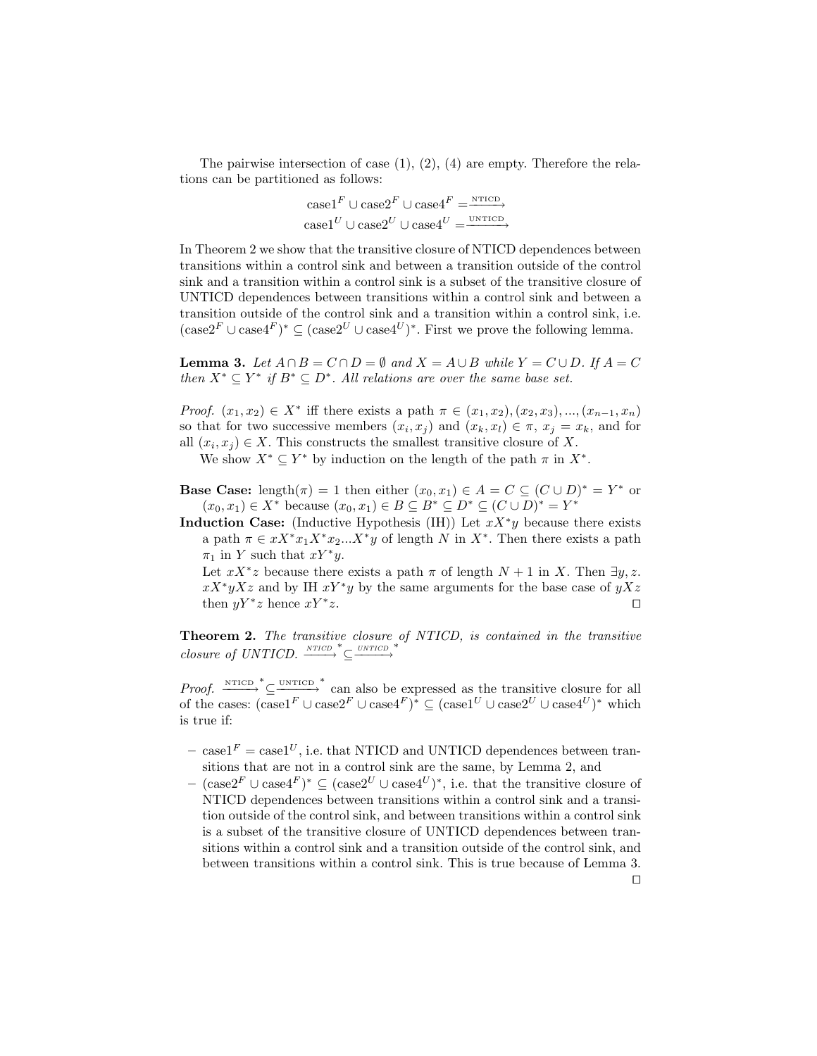The pairwise intersection of case (1), (2), (4) are empty. Therefore the relations can be partitioned as follows:

$$\text{case1}^F \cup \text{case2}^F \cup \text{case4}^F = \xrightarrow{\text{NTICD}}$$
$$\text{case1}^U \cup \text{case2}^U \cup \text{case4}^U = \xrightarrow{\text{UNTICD}}$$

In Theorem 2 we show that the transitive closure of NTICD dependences between transitions within a control sink and between a transition outside of the control sink and a transition within a control sink is a subset of the transitive closure of UNTICD dependences between transitions within a control sink and between a transition outside of the control sink and a transition within a control sink, i.e. $(\text{case2}^F \cup \text{case4}^F)^* \subseteq (\text{case2}^U \cup \text{case4}^U)^*$. First we prove the following lemma.

**Lemma 3.** *Let $A \cap B = C \cap D = \emptyset$ and $X = A \cup B$ while $Y = C \cup D$. If $A = C$ then $X^* \subseteq Y^*$ if $B^* \subseteq D^*$. All relations are over the same base set.*

*Proof.* $(x_1, x_2) \in X^*$ iff there exists a path $\pi \in (x_1, x_2), (x_2, x_3), ..., (x_{n-1}, x_n)$ so that for two successive members $(x_i, x_j)$ and $(x_k, x_l) \in \pi$, $x_j = x_k$, and for all $(x_i, x_j) \in X$. This constructs the smallest transitive closure of $X$.

We show $X^* \subseteq Y^*$ by induction on the length of the path $\pi$ in $X^*$.

- **Base Case:** length$(\pi) = 1$ then either $(x_0, x_1) \in A = C \subseteq (C \cup D)^* = Y^*$ or $(x_0, x_1) \in X^*$ because $(x_0, x_1) \in B \subseteq B^* \subseteq D^* \subseteq (C \cup D)^* = Y^*$
- **Induction Case:** (Inductive Hypothesis (IH)) Let $xX^*y$ because there exists a path $\pi \in xX^*x_1X^*x_2...X^*y$ of length $N$ in $X^*$. Then there exists a path $\pi_1$ in $Y$ such that $xY^*y$.

  Let $xX^*z$ because there exists a path $\pi$ of length $N+1$ in $X$. Then $\exists y, z$. $xX^*yXz$ and by IH $xY^*y$ by the same arguments for the base case of $yXz$ then $yY^*z$ hence $xY^*z$. ☐

**Theorem 2.** *The transitive closure of NTICD, is contained in the transitive closure of UNTICD.* $\xrightarrow{NTICD}^* \subseteq \xrightarrow{UNTICD}^*$

*Proof.* $\xrightarrow{\text{NTICD}}^* \subseteq \xrightarrow{\text{UNTICD}}^*$ can also be expressed as the transitive closure for all of the cases: $(\text{case1}^F \cup \text{case2}^F \cup \text{case4}^F)^* \subseteq (\text{case1}^U \cup \text{case2}^U \cup \text{case4}^U)^*$ which is true if:

- $\text{case1}^F = \text{case1}^U$, i.e. that NTICD and UNTICD dependences between transitions that are not in a control sink are the same, by Lemma 2, and
- $(\text{case2}^F \cup \text{case4}^F)^* \subseteq (\text{case2}^U \cup \text{case4}^U)^*$, i.e. that the transitive closure of NTICD dependences between transitions within a control sink and a transition outside of the control sink, and between transitions within a control sink is a subset of the transitive closure of UNTICD dependences between transitions within a control sink and a transition outside of the control sink, and between transitions within a control sink. This is true because of Lemma 3.

☐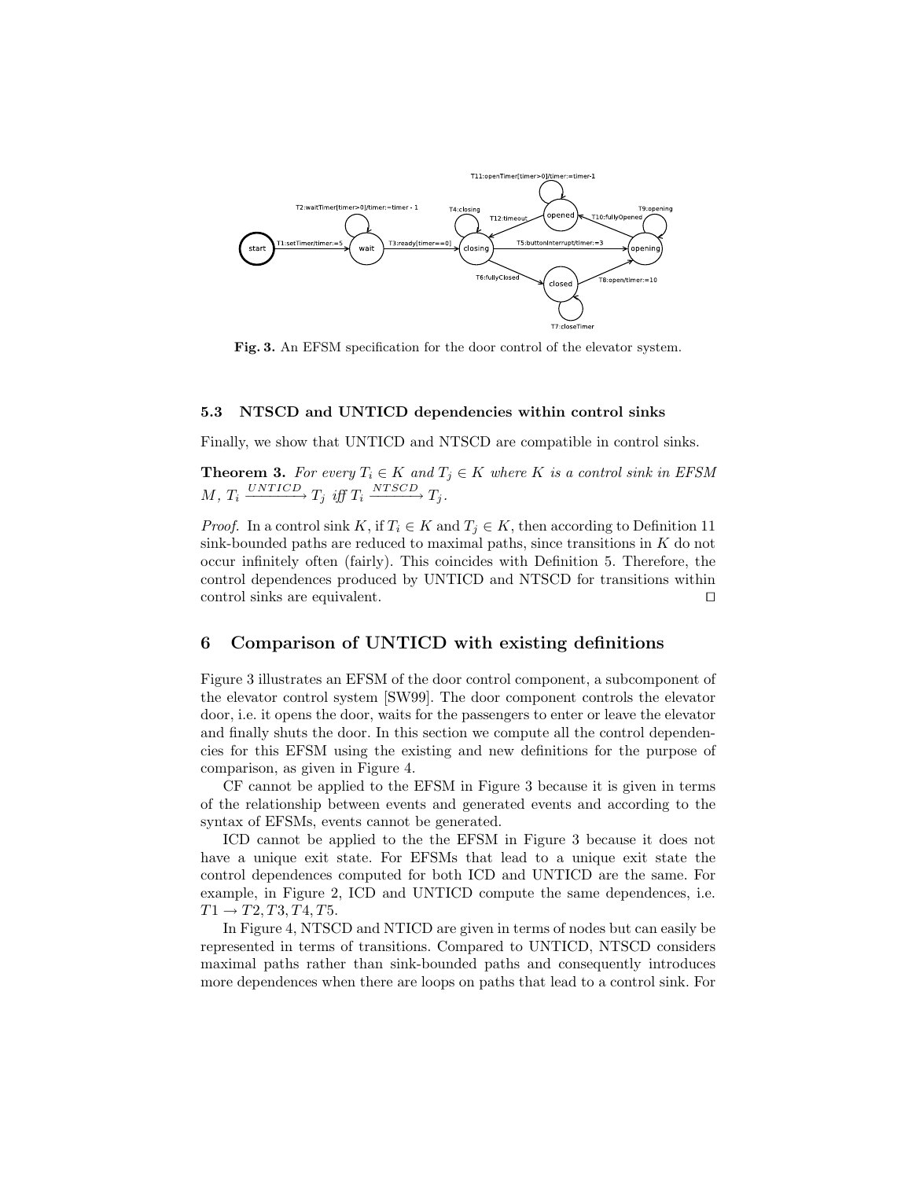Fig. 3. An EFSM specification for the door control of the elevator system.

### 5.3 NTSCD and UNTICD dependencies within control sinks

Finally, we show that UNTICD and NTSCD are compatible in control sinks.

**Theorem 3.** *For every $T_i \in K$ and $T_j \in K$ where $K$ is a control sink in EFSM $M$, $T_i \xrightarrow{UNTICD} T_j$ iff $T_i \xrightarrow{NTSCD} T_j$.*

*Proof.* In a control sink $K$, if $T_i \in K$ and $T_j \in K$, then according to Definition 11 sink-bounded paths are reduced to maximal paths, since transitions in $K$ do not occur infinitely often (fairly). This coincides with Definition 5. Therefore, the control dependences produced by UNTICD and NTSCD for transitions within control sinks are equivalent. □

## 6 Comparison of UNTICD with existing definitions

Figure 3 illustrates an EFSM of the door control component, a subcomponent of the elevator control system [SW99]. The door component controls the elevator door, i.e. it opens the door, waits for the passengers to enter or leave the elevator and finally shuts the door. In this section we compute all the control dependencies for this EFSM using the existing and new definitions for the purpose of comparison, as given in Figure 4.

CF cannot be applied to the EFSM in Figure 3 because it is given in terms of the relationship between events and generated events and according to the syntax of EFSMs, events cannot be generated.

ICD cannot be applied to the the EFSM in Figure 3 because it does not have a unique exit state. For EFSMs that lead to a unique exit state the control dependences computed for both ICD and UNTICD are the same. For example, in Figure 2, ICD and UNTICD compute the same dependences, i.e. $T1 \rightarrow T2, T3, T4, T5$.

In Figure 4, NTSCD and NTICD are given in terms of nodes but can easily be represented in terms of transitions. Compared to UNTICD, NTSCD considers maximal paths rather than sink-bounded paths and consequently introduces more dependences when there are loops on paths that lead to a control sink. For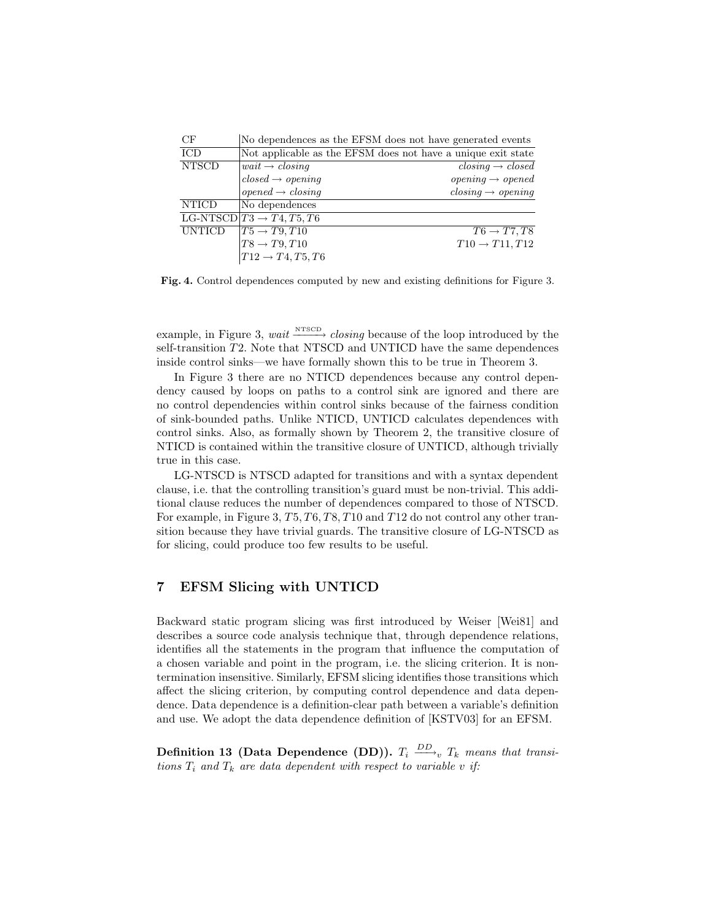| CF | No dependences as the EFSM does not have generated events | |
|---|---|---|
| ICD | Not applicable as the EFSM does not have a unique exit state | |
| NTSCD | $wait \rightarrow closing$ | $closing \rightarrow closed$ |
| | $closed \rightarrow opening$ | $opening \rightarrow opened$ |
| | $opened \rightarrow closing$ | $closing \rightarrow opening$ |
| NTICD | No dependences | |
| LG-NTSCD | $T3 \rightarrow T4, T5, T6$ | |
| UNTICD | $T5 \rightarrow T9, T10$ | $T6 \rightarrow T7, T8$ |
| | $T8 \rightarrow T9, T10$ | $T10 \rightarrow T11, T12$ |
| | $T12 \rightarrow T4, T5, T6$ | |

**Fig. 4.** Control dependences computed by new and existing definitions for Figure 3.

example, in Figure 3, $wait \xrightarrow{\text{NTSCD}} closing$ because of the loop introduced by the self-transition $T2$. Note that NTSCD and UNTICD have the same dependences inside control sinks—we have formally shown this to be true in Theorem 3.

In Figure 3 there are no NTICD dependences because any control dependency caused by loops on paths to a control sink are ignored and there are no control dependencies within control sinks because of the fairness condition of sink-bounded paths. Unlike NTICD, UNTICD calculates dependences with control sinks. Also, as formally shown by Theorem 2, the transitive closure of NTICD is contained within the transitive closure of UNTICD, although trivially true in this case.

LG-NTSCD is NTSCD adapted for transitions and with a syntax dependent clause, i.e. that the controlling transition's guard must be non-trivial. This additional clause reduces the number of dependences compared to those of NTSCD. For example, in Figure 3, $T5, T6, T8, T10$ and $T12$ do not control any other transition because they have trivial guards. The transitive closure of LG-NTSCD as for slicing, could produce too few results to be useful.

## 7 EFSM Slicing with UNTICD

Backward static program slicing was first introduced by Weiser [Wei81] and describes a source code analysis technique that, through dependence relations, identifies all the statements in the program that influence the computation of a chosen variable and point in the program, i.e. the slicing criterion. It is non-termination insensitive. Similarly, EFSM slicing identifies those transitions which affect the slicing criterion, by computing control dependence and data dependence. Data dependence is a definition-clear path between a variable's definition and use. We adopt the data dependence definition of [KSTV03] for an EFSM.

**Definition 13 (Data Dependence (DD)).** *$T_i \xrightarrow{DD}_v T_k$ means that transitions $T_i$ and $T_k$ are data dependent with respect to variable $v$ if:*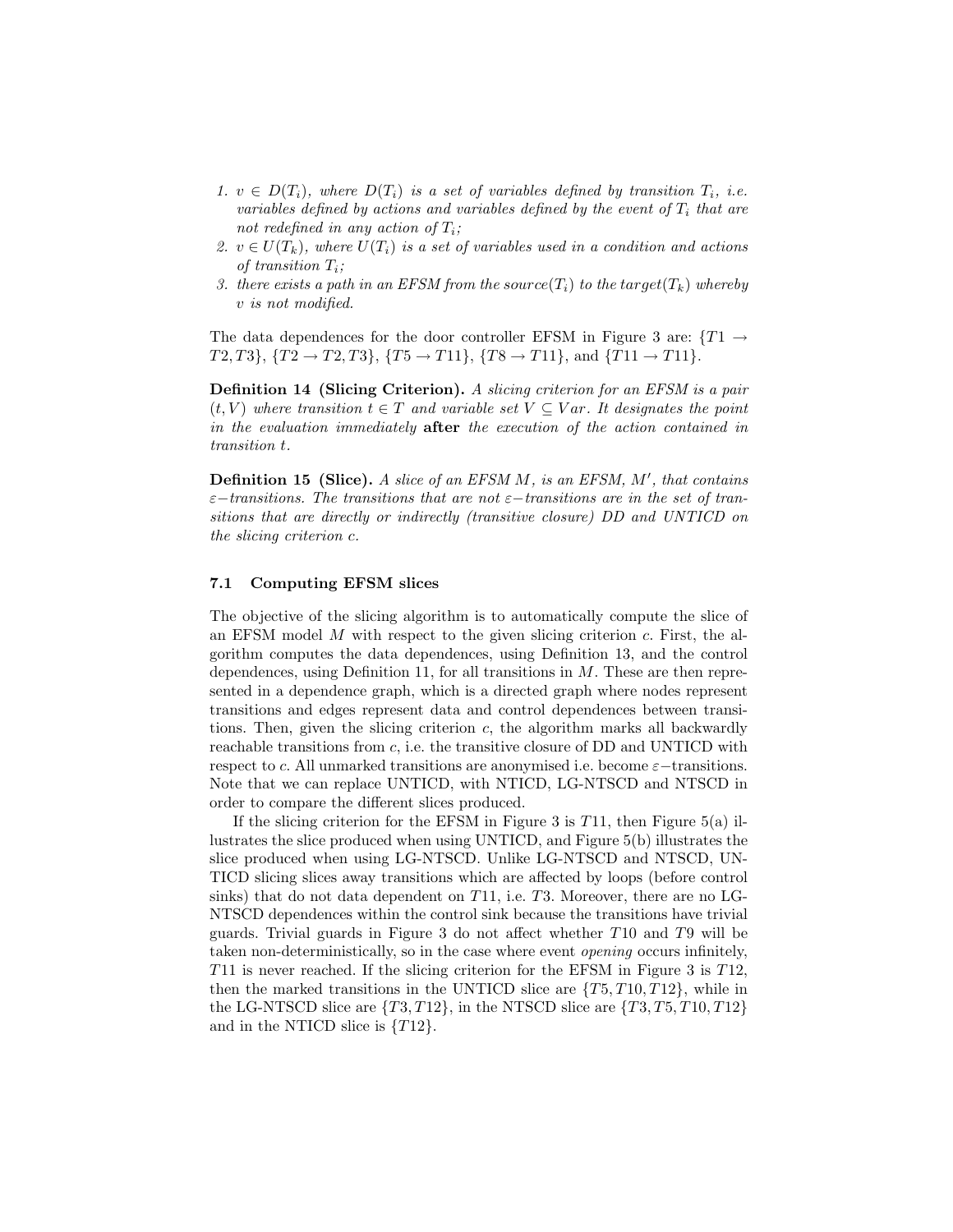1. $v \in D(T_i)$, where $D(T_i)$ is a set of variables defined by transition $T_i$, i.e. variables defined by actions and variables defined by the event of $T_i$ that are not redefined in any action of $T_i$;
2. $v \in U(T_k)$, where $U(T_i)$ is a set of variables used in a condition and actions of transition $T_i$;
3. there exists a path in an EFSM from the $source(T_i)$ to the $target(T_k)$ whereby $v$ is not modified.

The data dependences for the door controller EFSM in Figure 3 are: $\{T1 \rightarrow T2, T3\}$, $\{T2 \rightarrow T2, T3\}$, $\{T5 \rightarrow T11\}$, $\{T8 \rightarrow T11\}$, and $\{T11 \rightarrow T11\}$.

**Definition 14 (Slicing Criterion).** *A slicing criterion for an EFSM is a pair $(t, V)$ where transition $t \in T$ and variable set $V \subseteq Var$. It designates the point in the evaluation immediately* **after** *the execution of the action contained in transition $t$.*

**Definition 15 (Slice).** *A slice of an EFSM $M$, is an EFSM, $M'$, that contains $\varepsilon-$transitions. The transitions that are not $\varepsilon-$transitions are in the set of transitions that are directly or indirectly (transitive closure) DD and UNTICD on the slicing criterion $c$.*

### 7.1 Computing EFSM slices

The objective of the slicing algorithm is to automatically compute the slice of an EFSM model $M$ with respect to the given slicing criterion $c$. First, the algorithm computes the data dependences, using Definition 13, and the control dependences, using Definition 11, for all transitions in $M$. These are then represented in a dependence graph, which is a directed graph where nodes represent transitions and edges represent data and control dependences between transitions. Then, given the slicing criterion $c$, the algorithm marks all backwardly reachable transitions from $c$, i.e. the transitive closure of DD and UNTICD with respect to $c$. All unmarked transitions are anonymised i.e. become $\varepsilon-$transitions. Note that we can replace UNTICD, with NTICD, LG-NTSCD and NTSCD in order to compare the different slices produced.

If the slicing criterion for the EFSM in Figure 3 is $T11$, then Figure 5(a) illustrates the slice produced when using UNTICD, and Figure 5(b) illustrates the slice produced when using LG-NTSCD. Unlike LG-NTSCD and NTSCD, UNTICD slicing slices away transitions which are affected by loops (before control sinks) that do not data dependent on $T11$, i.e. $T3$. Moreover, there are no LG-NTSCD dependences within the control sink because the transitions have trivial guards. Trivial guards in Figure 3 do not affect whether $T10$ and $T9$ will be taken non-deterministically, so in the case where event *opening* occurs infinitely, $T11$ is never reached. If the slicing criterion for the EFSM in Figure 3 is $T12$, then the marked transitions in the UNTICD slice are $\{T5, T10, T12\}$, while in the LG-NTSCD slice are $\{T3, T12\}$, in the NTSCD slice are $\{T3, T5, T10, T12\}$ and in the NTICD slice is $\{T12\}$.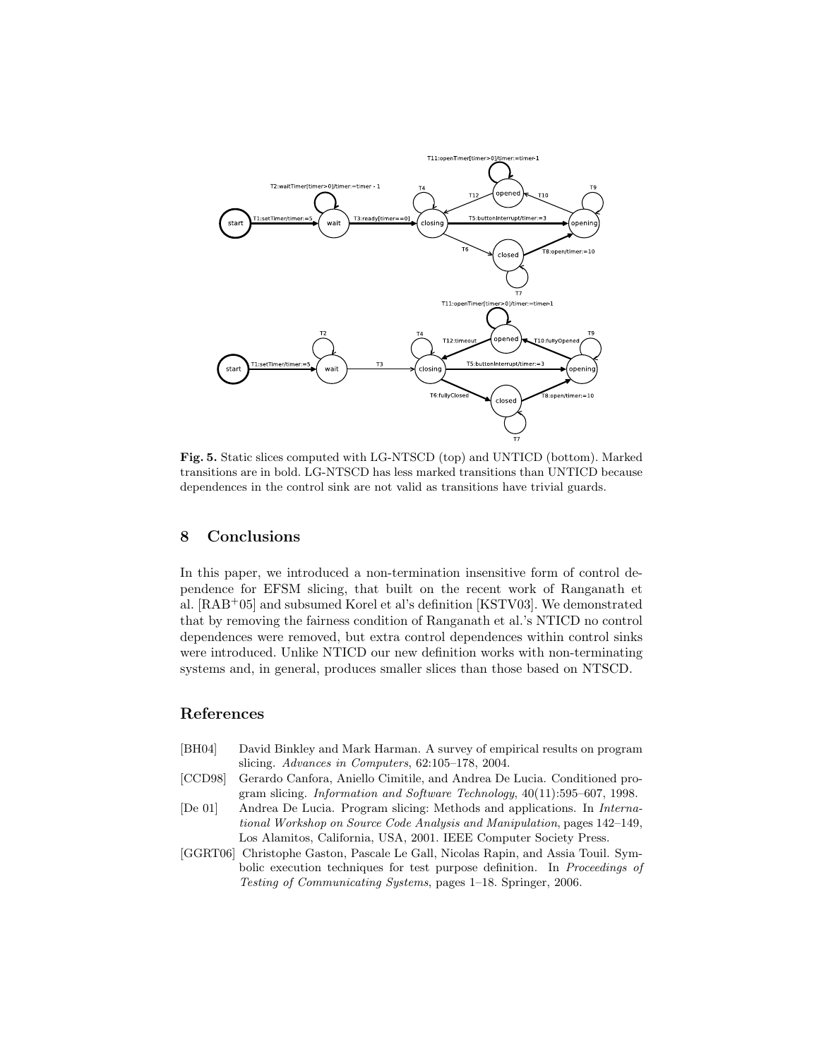**Fig. 5.** Static slices computed with LG-NTSCD (top) and UNTICD (bottom). Marked transitions are in bold. LG-NTSCD has less marked transitions than UNTICD because dependences in the control sink are not valid as transitions have trivial guards.

## 8 Conclusions

In this paper, we introduced a non-termination insensitive form of control dependence for EFSM slicing, that built on the recent work of Ranganath et al. [RAB+05] and subsumed Korel et al's definition [KSTV03]. We demonstrated that by removing the fairness condition of Ranganath et al.'s NTICD no control dependences were removed, but extra control dependences within control sinks were introduced. Unlike NTICD our new definition works with non-terminating systems and, in general, produces smaller slices than those based on NTSCD.

## References

[BH04] David Binkley and Mark Harman. A survey of empirical results on program slicing. *Advances in Computers*, 62:105–178, 2004.

[CCD98] Gerardo Canfora, Aniello Cimitile, and Andrea De Lucia. Conditioned program slicing. *Information and Software Technology*, 40(11):595–607, 1998.

[De 01] Andrea De Lucia. Program slicing: Methods and applications. In *International Workshop on Source Code Analysis and Manipulation*, pages 142–149, Los Alamitos, California, USA, 2001. IEEE Computer Society Press.

[GGRT06] Christophe Gaston, Pascale Le Gall, Nicolas Rapin, and Assia Touil. Symbolic execution techniques for test purpose definition. In *Proceedings of Testing of Communicating Systems*, pages 1–18. Springer, 2006.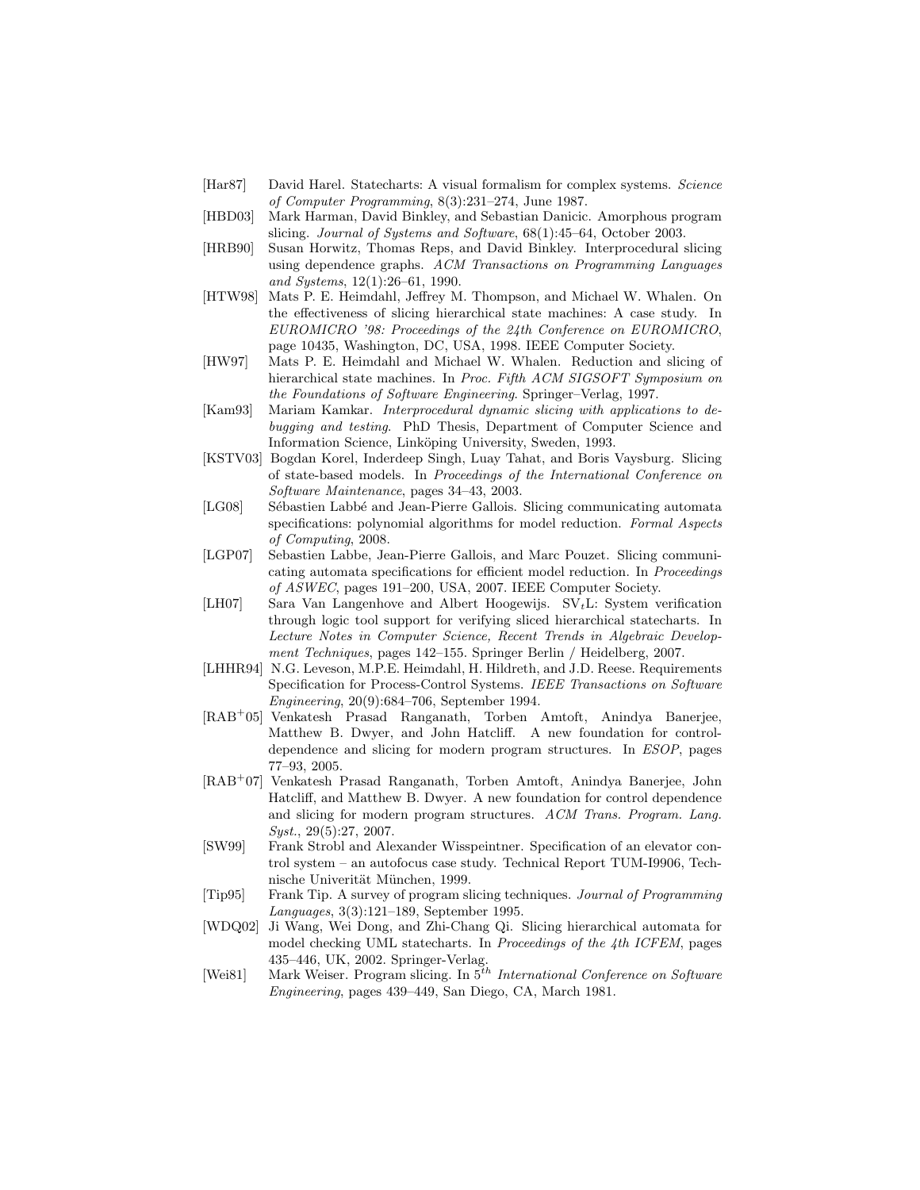- [Har87] David Harel. Statecharts: A visual formalism for complex systems. *Science of Computer Programming*, 8(3):231–274, June 1987.
- [HBD03] Mark Harman, David Binkley, and Sebastian Danicic. Amorphous program slicing. *Journal of Systems and Software*, 68(1):45–64, October 2003.
- [HRB90] Susan Horwitz, Thomas Reps, and David Binkley. Interprocedural slicing using dependence graphs. *ACM Transactions on Programming Languages and Systems*, 12(1):26–61, 1990.
- [HTW98] Mats P. E. Heimdahl, Jeffrey M. Thompson, and Michael W. Whalen. On the effectiveness of slicing hierarchical state machines: A case study. In *EUROMICRO '98: Proceedings of the 24th Conference on EUROMICRO*, page 10435, Washington, DC, USA, 1998. IEEE Computer Society.
- [HW97] Mats P. E. Heimdahl and Michael W. Whalen. Reduction and slicing of hierarchical state machines. In *Proc. Fifth ACM SIGSOFT Symposium on the Foundations of Software Engineering*. Springer–Verlag, 1997.
- [Kam93] Mariam Kamkar. *Interprocedural dynamic slicing with applications to debugging and testing*. PhD Thesis, Department of Computer Science and Information Science, Linköping University, Sweden, 1993.
- [KSTV03] Bogdan Korel, Inderdeep Singh, Luay Tahat, and Boris Vaysburg. Slicing of state-based models. In *Proceedings of the International Conference on Software Maintenance*, pages 34–43, 2003.
- [LG08] Sébastien Labbé and Jean-Pierre Gallois. Slicing communicating automata specifications: polynomial algorithms for model reduction. *Formal Aspects of Computing*, 2008.
- [LGP07] Sebastien Labbe, Jean-Pierre Gallois, and Marc Pouzet. Slicing communicating automata specifications for efficient model reduction. In *Proceedings of ASWEC*, pages 191–200, USA, 2007. IEEE Computer Society.
- [LH07] Sara Van Langenhove and Albert Hoogewijs. $SV_tL$: System verification through logic tool support for verifying sliced hierarchical statecharts. In *Lecture Notes in Computer Science, Recent Trends in Algebraic Development Techniques*, pages 142–155. Springer Berlin / Heidelberg, 2007.
- [LHHR94] N.G. Leveson, M.P.E. Heimdahl, H. Hildreth, and J.D. Reese. Requirements Specification for Process-Control Systems. *IEEE Transactions on Software Engineering*, 20(9):684–706, September 1994.
- [RAB+05] Venkatesh Prasad Ranganath, Torben Amtoft, Anindya Banerjee, Matthew B. Dwyer, and John Hatcliff. A new foundation for control-dependence and slicing for modern program structures. In *ESOP*, pages 77–93, 2005.
- [RAB+07] Venkatesh Prasad Ranganath, Torben Amtoft, Anindya Banerjee, John Hatcliff, and Matthew B. Dwyer. A new foundation for control dependence and slicing for modern program structures. *ACM Trans. Program. Lang. Syst.*, 29(5):27, 2007.
- [SW99] Frank Strobl and Alexander Wisspeintner. Specification of an elevator control system – an autofocus case study. Technical Report TUM-I9906, Technische Univerität München, 1999.
- [Tip95] Frank Tip. A survey of program slicing techniques. *Journal of Programming Languages*, 3(3):121–189, September 1995.
- [WDQ02] Ji Wang, Wei Dong, and Zhi-Chang Qi. Slicing hierarchical automata for model checking UML statecharts. In *Proceedings of the 4th ICFEM*, pages 435–446, UK, 2002. Springer-Verlag.
- [Wei81] Mark Weiser. Program slicing. In $5^{th}$ *International Conference on Software Engineering*, pages 439–449, San Diego, CA, March 1981.